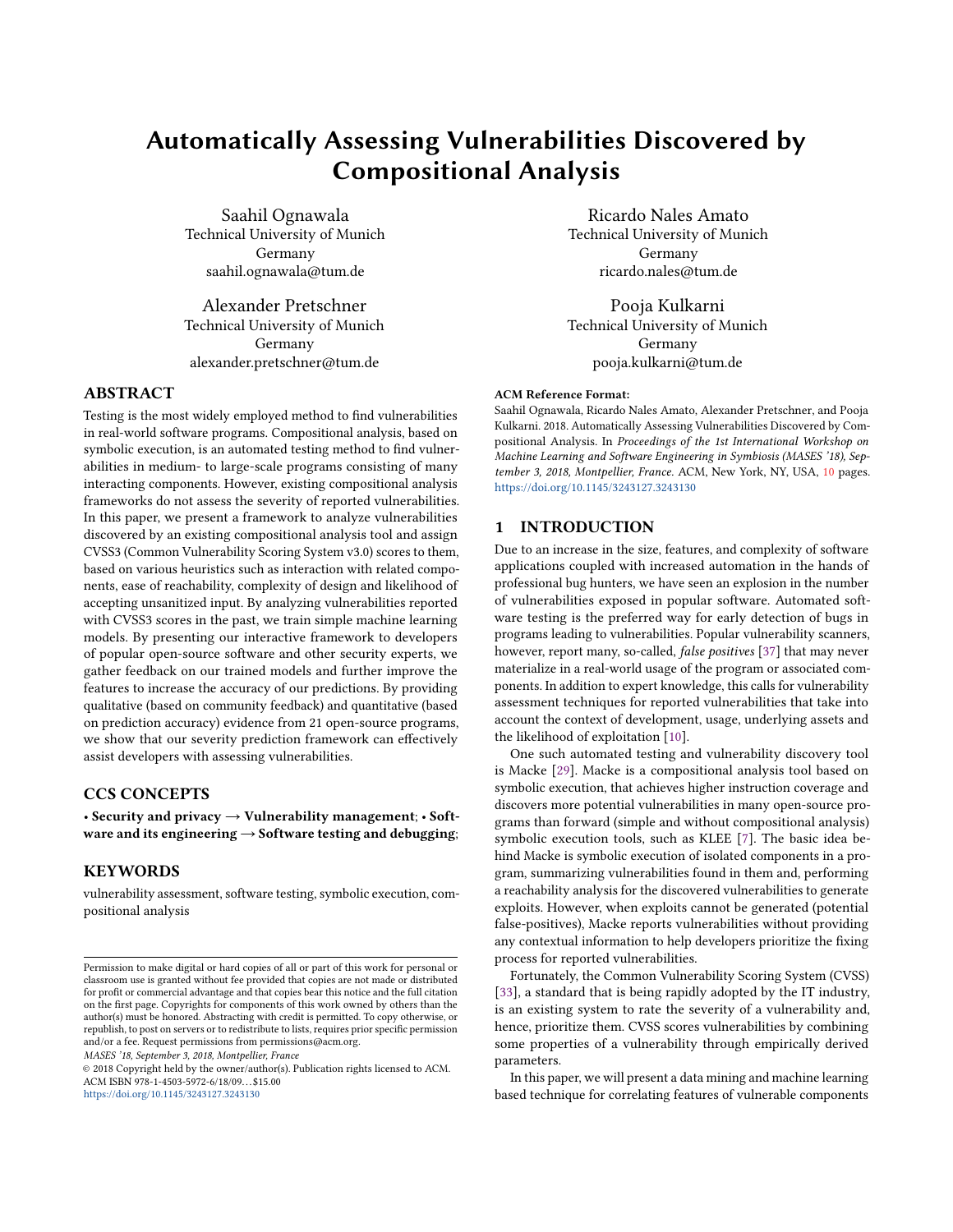# Automatically Assessing Vulnerabilities Discovered by Compositional Analysis

Saahil Ognawala
Technical University of Munich
Germany
saahil.ognawala@tum.de

Ricardo Nales Amato
Technical University of Munich
Germany
ricardo.nales@tum.de

Alexander Pretschner
Technical University of Munich
Germany
alexander.pretschner@tum.de

Pooja Kulkarni
Technical University of Munich
Germany
pooja.kulkarni@tum.de

## ABSTRACT

Testing is the most widely employed method to find vulnerabilities in real-world software programs. Compositional analysis, based on symbolic execution, is an automated testing method to find vulnerabilities in medium- to large-scale programs consisting of many interacting components. However, existing compositional analysis frameworks do not assess the severity of reported vulnerabilities. In this paper, we present a framework to analyze vulnerabilities discovered by an existing compositional analysis tool and assign CVSS3 (Common Vulnerability Scoring System v3.0) scores to them, based on various heuristics such as interaction with related components, ease of reachability, complexity of design and likelihood of accepting unsanitized input. By analyzing vulnerabilities reported with CVSS3 scores in the past, we train simple machine learning models. By presenting our interactive framework to developers of popular open-source software and other security experts, we gather feedback on our trained models and further improve the features to increase the accuracy of our predictions. By providing qualitative (based on community feedback) and quantitative (based on prediction accuracy) evidence from 21 open-source programs, we show that our severity prediction framework can effectively assist developers with assessing vulnerabilities.

## CCS CONCEPTS

• **Security and privacy** → **Vulnerability management**; • **Software and its engineering** → **Software testing and debugging**;

## KEYWORDS

vulnerability assessment, software testing, symbolic execution, compositional analysis

Permission to make digital or hard copies of all or part of this work for personal or classroom use is granted without fee provided that copies are not made or distributed for profit or commercial advantage and that copies bear this notice and the full citation on the first page. Copyrights for components of this work owned by others than the author(s) must be honored. Abstracting with credit is permitted. To copy otherwise, or republish, to post on servers or to redistribute to lists, requires prior specific permission and/or a fee. Request permissions from permissions@acm.org.

*MASES '18, September 3, 2018, Montpellier, France*

© 2018 Copyright held by the owner/author(s). Publication rights licensed to ACM.
ACM ISBN 978-1-4503-5972-6/18/09…$15.00
https://doi.org/10.1145/3243127.3243130

**ACM Reference Format:**
Saahil Ognawala, Ricardo Nales Amato, Alexander Pretschner, and Pooja Kulkarni. 2018. Automatically Assessing Vulnerabilities Discovered by Compositional Analysis. In *Proceedings of the 1st International Workshop on Machine Learning and Software Engineering in Symbiosis (MASES '18), September 3, 2018, Montpellier, France.* ACM, New York, NY, USA, 10 pages. https://doi.org/10.1145/3243127.3243130

## 1 INTRODUCTION

Due to an increase in the size, features, and complexity of software applications coupled with increased automation in the hands of professional bug hunters, we have seen an explosion in the number of vulnerabilities exposed in popular software. Automated software testing is the preferred way for early detection of bugs in programs leading to vulnerabilities. Popular vulnerability scanners, however, report many, so-called, *false positives* [37] that may never materialize in a real-world usage of the program or associated components. In addition to expert knowledge, this calls for vulnerability assessment techniques for reported vulnerabilities that take into account the context of development, usage, underlying assets and the likelihood of exploitation [10].

One such automated testing and vulnerability discovery tool is Macke [29]. Macke is a compositional analysis tool based on symbolic execution, that achieves higher instruction coverage and discovers more potential vulnerabilities in many open-source programs than forward (simple and without compositional analysis) symbolic execution tools, such as KLEE [7]. The basic idea behind Macke is symbolic execution of isolated components in a program, summarizing vulnerabilities found in them and, performing a reachability analysis for the discovered vulnerabilities to generate exploits. However, when exploits cannot be generated (potential false-positives), Macke reports vulnerabilities without providing any contextual information to help developers prioritize the fixing process for reported vulnerabilities.

Fortunately, the Common Vulnerability Scoring System (CVSS) [33], a standard that is being rapidly adopted by the IT industry, is an existing system to rate the severity of a vulnerability and, hence, prioritize them. CVSS scores vulnerabilities by combining some properties of a vulnerability through empirically derived parameters.

In this paper, we will present a data mining and machine learning based technique for correlating features of vulnerable components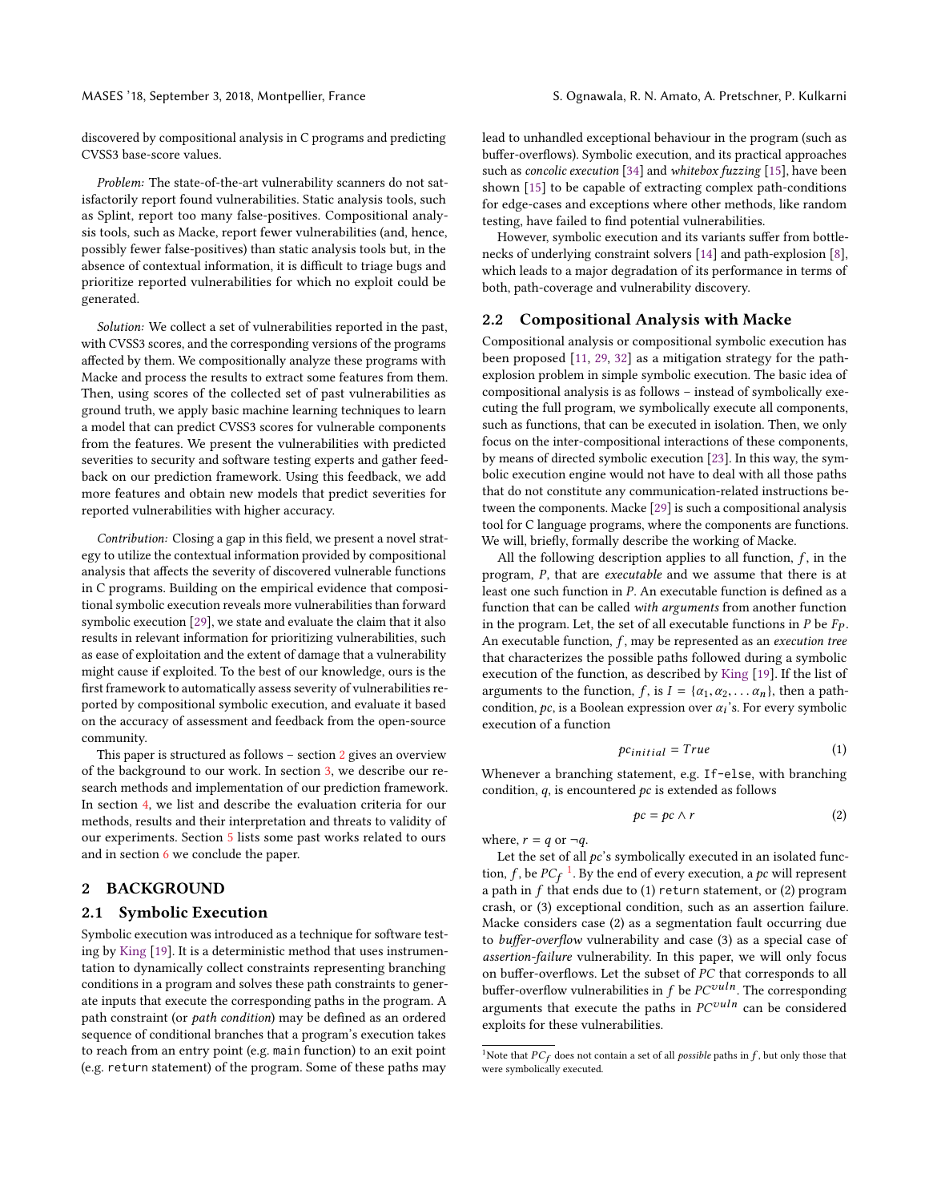discovered by compositional analysis in C programs and predicting CVSS3 base-score values.

*Problem:* The state-of-the-art vulnerability scanners do not satisfactorily report found vulnerabilities. Static analysis tools, such as Splint, report too many false-positives. Compositional analysis tools, such as Macke, report fewer vulnerabilities (and, hence, possibly fewer false-positives) than static analysis tools but, in the absence of contextual information, it is difficult to triage bugs and prioritize reported vulnerabilities for which no exploit could be generated.

*Solution:* We collect a set of vulnerabilities reported in the past, with CVSS3 scores, and the corresponding versions of the programs affected by them. We compositionally analyze these programs with Macke and process the results to extract some features from them. Then, using scores of the collected set of past vulnerabilities as ground truth, we apply basic machine learning techniques to learn a model that can predict CVSS3 scores for vulnerable components from the features. We present the vulnerabilities with predicted severities to security and software testing experts and gather feedback on our prediction framework. Using this feedback, we add more features and obtain new models that predict severities for reported vulnerabilities with higher accuracy.

*Contribution:* Closing a gap in this field, we present a novel strategy to utilize the contextual information provided by compositional analysis that affects the severity of discovered vulnerable functions in C programs. Building on the empirical evidence that compositional symbolic execution reveals more vulnerabilities than forward symbolic execution [29], we state and evaluate the claim that it also results in relevant information for prioritizing vulnerabilities, such as ease of exploitation and the extent of damage that a vulnerability might cause if exploited. To the best of our knowledge, ours is the first framework to automatically assess severity of vulnerabilities reported by compositional symbolic execution, and evaluate it based on the accuracy of assessment and feedback from the open-source community.

This paper is structured as follows – section 2 gives an overview of the background to our work. In section 3, we describe our research methods and implementation of our prediction framework. In section 4, we list and describe the evaluation criteria for our methods, results and their interpretation and threats to validity of our experiments. Section 5 lists some past works related to ours and in section 6 we conclude the paper.

## 2 BACKGROUND

### 2.1 Symbolic Execution

Symbolic execution was introduced as a technique for software testing by King [19]. It is a deterministic method that uses instrumentation to dynamically collect constraints representing branching conditions in a program and solves these path constraints to generate inputs that execute the corresponding paths in the program. A path constraint (or *path condition*) may be defined as an ordered sequence of conditional branches that a program's execution takes to reach from an entry point (e.g. `main` function) to an exit point (e.g. `return` statement) of the program. Some of these paths may lead to unhandled exceptional behaviour in the program (such as buffer-overflows). Symbolic execution, and its practical approaches such as *concolic execution* [34] and *whitebox fuzzing* [15], have been shown [15] to be capable of extracting complex path-conditions for edge-cases and exceptions where other methods, like random testing, have failed to find potential vulnerabilities.

However, symbolic execution and its variants suffer from bottlenecks of underlying constraint solvers [14] and path-explosion [8], which leads to a major degradation of its performance in terms of both, path-coverage and vulnerability discovery.

### 2.2 Compositional Analysis with Macke

Compositional analysis or compositional symbolic execution has been proposed [11, 29, 32] as a mitigation strategy for the path-explosion problem in simple symbolic execution. The basic idea of compositional analysis is as follows – instead of symbolically executing the full program, we symbolically execute all components, such as functions, that can be executed in isolation. Then, we only focus on the inter-compositional interactions of these components, by means of directed symbolic execution [23]. In this way, the symbolic execution engine would not have to deal with all those paths that do not constitute any communication-related instructions between the components. Macke [29] is such a compositional analysis tool for C language programs, where the components are functions. We will, briefly, formally describe the working of Macke.

All the following description applies to all function, $f$, in the program, $P$, that are *executable* and we assume that there is at least one such function in $P$. An executable function is defined as a function that can be called *with arguments* from another function in the program. Let, the set of all executable functions in $P$ be $F_P$. An executable function, $f$, may be represented as an *execution tree* that characterizes the possible paths followed during a symbolic execution of the function, as described by King [19]. If the list of arguments to the function, $f$, is $I = \{\alpha_1, \alpha_2, \ldots \alpha_n\}$, then a path-condition, $pc$, is a Boolean expression over $\alpha_i$'s. For every symbolic execution of a function

$$pc_{initial} = True \tag{1}$$

Whenever a branching statement, e.g. `If-else`, with branching condition, $q$, is encountered $pc$ is extended as follows

$$pc = pc \wedge r \tag{2}$$

where, $r = q$ or $\neg q$.

Let the set of all $pc$'s symbolically executed in an isolated function, $f$, be $PC_f$ [1]. By the end of every execution, a $pc$ will represent a path in $f$ that ends due to (1) `return` statement, or (2) program crash, or (3) exceptional condition, such as an assertion failure. Macke considers case (2) as a segmentation fault occurring due to *buffer-overflow* vulnerability and case (3) as a special case of *assertion-failure* vulnerability. In this paper, we will only focus on buffer-overflows. Let the subset of $PC$ that corresponds to all buffer-overflow vulnerabilities in $f$ be $PC^{vuln}$. The corresponding arguments that execute the paths in $PC^{vuln}$ can be considered exploits for these vulnerabilities.

[1] Note that $PC_f$ does not contain a set of all *possible* paths in $f$, but only those that were symbolically executed.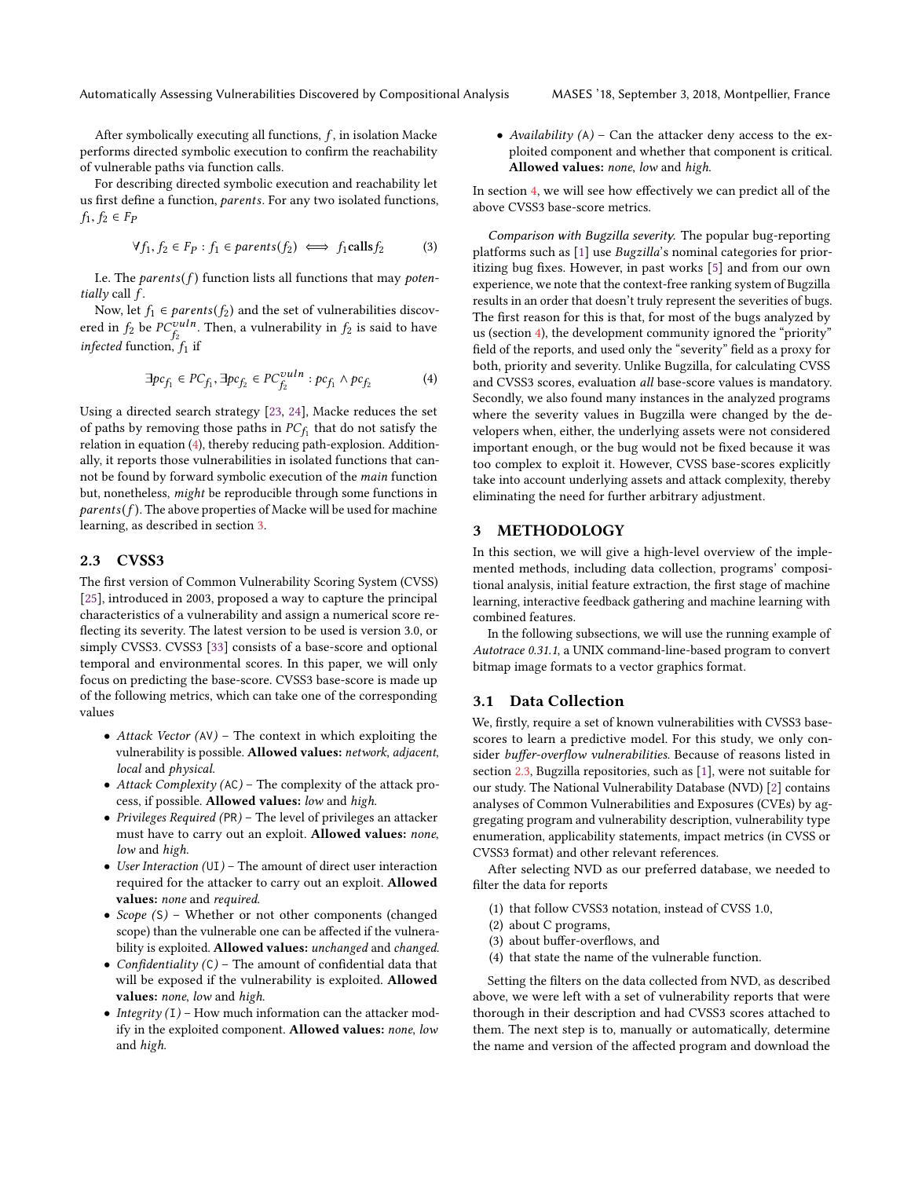After symbolically executing all functions, $f$, in isolation Macke performs directed symbolic execution to confirm the reachability of vulnerable paths via function calls.

For describing directed symbolic execution and reachability let us first define a function, *parents*. For any two isolated functions, $f_1, f_2 \in F_P$

$$\forall f_1, f_2 \in F_P : f_1 \in parents(f_2) \iff f_1 \textbf{calls} f_2 \tag{3}$$

I.e. The $parents(f)$ function lists all functions that may *potentially* call $f$.

Now, let $f_1 \in parents(f_2)$ and the set of vulnerabilities discovered in $f_2$ be $PC^{vuln}_{f_2}$. Then, a vulnerability in $f_2$ is said to have *infected* function, $f_1$ if

$$\exists pc_{f_1} \in PC_{f_1}, \exists pc_{f_2} \in PC^{vuln}_{f_2} : pc_{f_1} \wedge pc_{f_2} \tag{4}$$

Using a directed search strategy [23, 24], Macke reduces the set of paths by removing those paths in $PC_{f_1}$ that do not satisfy the relation in equation (4), thereby reducing path-explosion. Additionally, it reports those vulnerabilities in isolated functions that cannot be found by forward symbolic execution of the *main* function but, nonetheless, *might* be reproducible through some functions in $parents(f)$. The above properties of Macke will be used for machine learning, as described in section 3.

### 2.3 CVSS3

The first version of Common Vulnerability Scoring System (CVSS) [25], introduced in 2003, proposed a way to capture the principal characteristics of a vulnerability and assign a numerical score reflecting its severity. The latest version to be used is version 3.0, or simply CVSS3. CVSS3 [33] consists of a base-score and optional temporal and environmental scores. In this paper, we will only focus on predicting the base-score. CVSS3 base-score is made up of the following metrics, which can take one of the corresponding values

- *Attack Vector (*`AV`*)* – The context in which exploiting the vulnerability is possible. **Allowed values:** *network*, *adjacent*, *local* and *physical*.
- *Attack Complexity (*`AC`*)* – The complexity of the attack process, if possible. **Allowed values:** *low* and *high*.
- *Privileges Required (*`PR`*)* – The level of privileges an attacker must have to carry out an exploit. **Allowed values:** *none*, *low* and *high*.
- *User Interaction (*`UI`*)* – The amount of direct user interaction required for the attacker to carry out an exploit. **Allowed values:** *none* and *required*.
- *Scope (*`S`*)* – Whether or not other components (changed scope) than the vulnerable one can be affected if the vulnerability is exploited. **Allowed values:** *unchanged* and *changed*.
- *Confidentiality (*`C`*)* – The amount of confidential data that will be exposed if the vulnerability is exploited. **Allowed values:** *none*, *low* and *high*.
- *Integrity (*`I`*)* – How much information can the attacker modify in the exploited component. **Allowed values:** *none*, *low* and *high*.
- *Availability (*`A`*)* – Can the attacker deny access to the exploited component and whether that component is critical. **Allowed values:** *none*, *low* and *high*.

In section 4, we will see how effectively we can predict all of the above CVSS3 base-score metrics.

*Comparison with Bugzilla severity.* The popular bug-reporting platforms such as [1] use *Bugzilla*'s nominal categories for prioritizing bug fixes. However, in past works [5] and from our own experience, we note that the context-free ranking system of Bugzilla results in an order that doesn't truly represent the severities of bugs. The first reason for this is that, for most of the bugs analyzed by us (section 4), the development community ignored the "priority" field of the reports, and used only the "severity" field as a proxy for both, priority and severity. Unlike Bugzilla, for calculating CVSS and CVSS3 scores, evaluation *all* base-score values is mandatory. Secondly, we also found many instances in the analyzed programs where the severity values in Bugzilla were changed by the developers when, either, the underlying assets were not considered important enough, or the bug would not be fixed because it was too complex to exploit it. However, CVSS base-scores explicitly take into account underlying assets and attack complexity, thereby eliminating the need for further arbitrary adjustment.

## 3 METHODOLOGY

In this section, we will give a high-level overview of the implemented methods, including data collection, programs' compositional analysis, initial feature extraction, the first stage of machine learning, interactive feedback gathering and machine learning with combined features.

In the following subsections, we will use the running example of *Autotrace 0.31.1*, a UNIX command-line-based program to convert bitmap image formats to a vector graphics format.

### 3.1 Data Collection

We, firstly, require a set of known vulnerabilities with CVSS3 base-scores to learn a predictive model. For this study, we only consider *buffer-overflow vulnerabilities*. Because of reasons listed in section 2.3, Bugzilla repositories, such as [1], were not suitable for our study. The National Vulnerability Database (NVD) [2] contains analyses of Common Vulnerabilities and Exposures (CVEs) by aggregating program and vulnerability description, vulnerability type enumeration, applicability statements, impact metrics (in CVSS or CVSS3 format) and other relevant references.

After selecting NVD as our preferred database, we needed to filter the data for reports

1. that follow CVSS3 notation, instead of CVSS 1.0,
2. about C programs,
3. about buffer-overflows, and
4. that state the name of the vulnerable function.

Setting the filters on the data collected from NVD, as described above, we were left with a set of vulnerability reports that were thorough in their description and had CVSS3 scores attached to them. The next step is to, manually or automatically, determine the name and version of the affected program and download the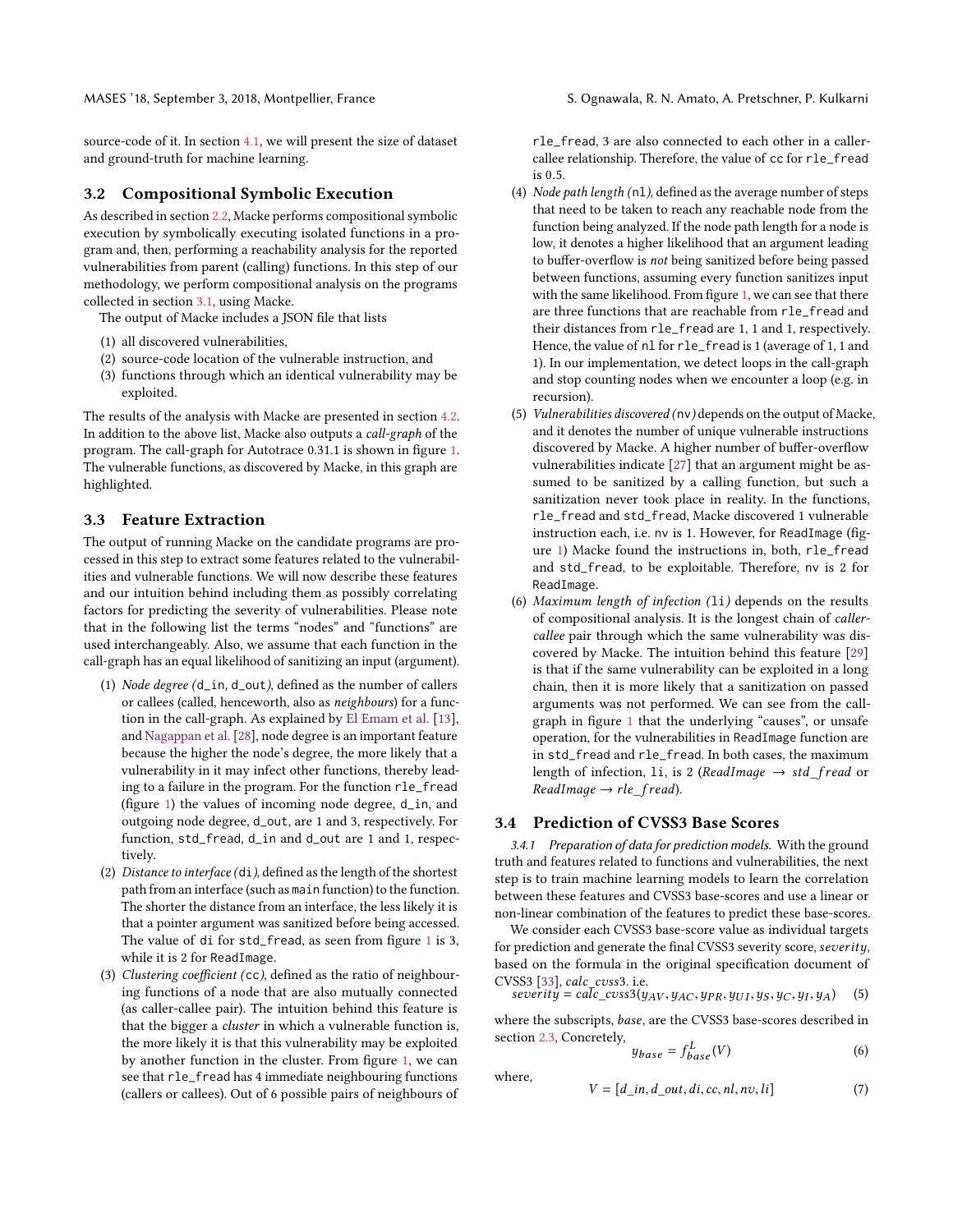source-code of it. In section 4.1, we will present the size of dataset and ground-truth for machine learning.

## 3.2 Compositional Symbolic Execution

As described in section 2.2, Macke performs compositional symbolic execution by symbolically executing isolated functions in a program and, then, performing a reachability analysis for the reported vulnerabilities from parent (calling) functions. In this step of our methodology, we perform compositional analysis on the programs collected in section 3.1, using Macke.

The output of Macke includes a JSON file that lists

1. all discovered vulnerabilities,
2. source-code location of the vulnerable instruction, and
3. functions through which an identical vulnerability may be exploited.

The results of the analysis with Macke are presented in section 4.2. In addition to the above list, Macke also outputs a *call-graph* of the program. The call-graph for Autotrace 0.31.1 is shown in figure 1. The vulnerable functions, as discovered by Macke, in this graph are highlighted.

## 3.3 Feature Extraction

The output of running Macke on the candidate programs are processed in this step to extract some features related to the vulnerabilities and vulnerable functions. We will now describe these features and our intuition behind including them as possibly correlating factors for predicting the severity of vulnerabilities. Please note that in the following list the terms "nodes" and "functions" are used interchangeably. Also, we assume that each function in the call-graph has an equal likelihood of sanitizing an input (argument).

1. *Node degree (*`d_in`*,* `d_out`*)*, defined as the number of callers or callees (called, henceworth, also as *neighbours*) for a function in the call-graph. As explained by El Emam et al. [13], and Nagappan et al. [28], node degree is an important feature because the higher the node's degree, the more likely that a vulnerability in it may infect other functions, thereby leading to a failure in the program. For the function `rle_fread` (figure 1) the values of incoming node degree, `d_in`, and outgoing node degree, `d_out`, are 1 and 3, respectively. For function, `std_fread`, `d_in` and `d_out` are 1 and 1, respectively.
2. *Distance to interface (*`di`*)*, defined as the length of the shortest path from an interface (such as `main` function) to the function. The shorter the distance from an interface, the less likely it is that a pointer argument was sanitized before being accessed. The value of `di` for `std_fread`, as seen from figure 1 is 3, while it is 2 for `ReadImage`.
3. *Clustering coefficient (*`cc`*)*, defined as the ratio of neighbouring functions of a node that are also mutually connected (as caller-callee pair). The intuition behind this feature is that the bigger a *cluster* in which a vulnerable function is, the more likely it is that this vulnerability may be exploited by another function in the cluster. From figure 1, we can see that `rle_fread` has 4 immediate neighbouring functions (callers or callees). Out of 6 possible pairs of neighbours of `rle_fread`, 3 are also connected to each other in a caller-callee relationship. Therefore, the value of `cc` for `rle_fread` is 0.5.
4. *Node path length (*`nl`*)*, defined as the average number of steps that need to be taken to reach any reachable node from the function being analyzed. If the node path length for a node is low, it denotes a higher likelihood that an argument leading to buffer-overflow is *not* being sanitized before being passed between functions, assuming every function sanitizes input with the same likelihood. From figure 1, we can see that there are three functions that are reachable from `rle_fread` and their distances from `rle_fread` are 1, 1 and 1, respectively. Hence, the value of `nl` for `rle_fread` is 1 (average of 1, 1 and 1). In our implementation, we detect loops in the call-graph and stop counting nodes when we encounter a loop (e.g. in recursion).
5. *Vulnerabilities discovered (*`nv`*)* depends on the output of Macke, and it denotes the number of unique vulnerable instructions discovered by Macke. A higher number of buffer-overflow vulnerabilities indicate [27] that an argument might be assumed to be sanitized by a calling function, but such a sanitization never took place in reality. In the functions, `rle_fread` and `std_fread`, Macke discovered 1 vulnerable instruction each, i.e. `nv` is 1. However, for `ReadImage` (figure 1) Macke found the instructions in, both, `rle_fread` and `std_fread`, to be exploitable. Therefore, `nv` is 2 for `ReadImage`.
6. *Maximum length of infection (*`li`*)* depends on the results of compositional analysis. It is the longest chain of *caller-callee* pair through which the same vulnerability was discovered by Macke. The intuition behind this feature [29] is that if the same vulnerability can be exploited in a long chain, then it is more likely that a sanitization on passed arguments was not performed. We can see from the call-graph in figure 1 that the underlying "causes", or unsafe operation, for the vulnerabilities in `ReadImage` function are in `std_fread` and `rle_fread`. In both cases, the maximum length of infection, `li`, is 2 ($ReadImage \rightarrow std\_fread$ or $ReadImage \rightarrow rle\_fread$).

## 3.4 Prediction of CVSS3 Base Scores

*3.4.1 Preparation of data for prediction models.* With the ground truth and features related to functions and vulnerabilities, the next step is to train machine learning models to learn the correlation between these features and CVSS3 base-scores and use a linear or non-linear combination of the features to predict these base-scores.

We consider each CVSS3 base-score value as individual targets for prediction and generate the final CVSS3 severity score, *severity*, based on the formula in the original specification document of CVSS3 [33], *calc_cvss3*. i.e.

$$severity = calc\_cvss3(y_{AV}, y_{AC}, y_{PR}, y_{UI}, y_S, y_C, y_I, y_A) \quad (5)$$

where the subscripts, *base*, are the CVSS3 base-scores described in section 2.3, Concretely,

$$y_{base} = f^L_{base}(V) \quad (6)$$

where,

$$V = [d\_in, d\_out, di, cc, nl, nv, li] \quad (7)$$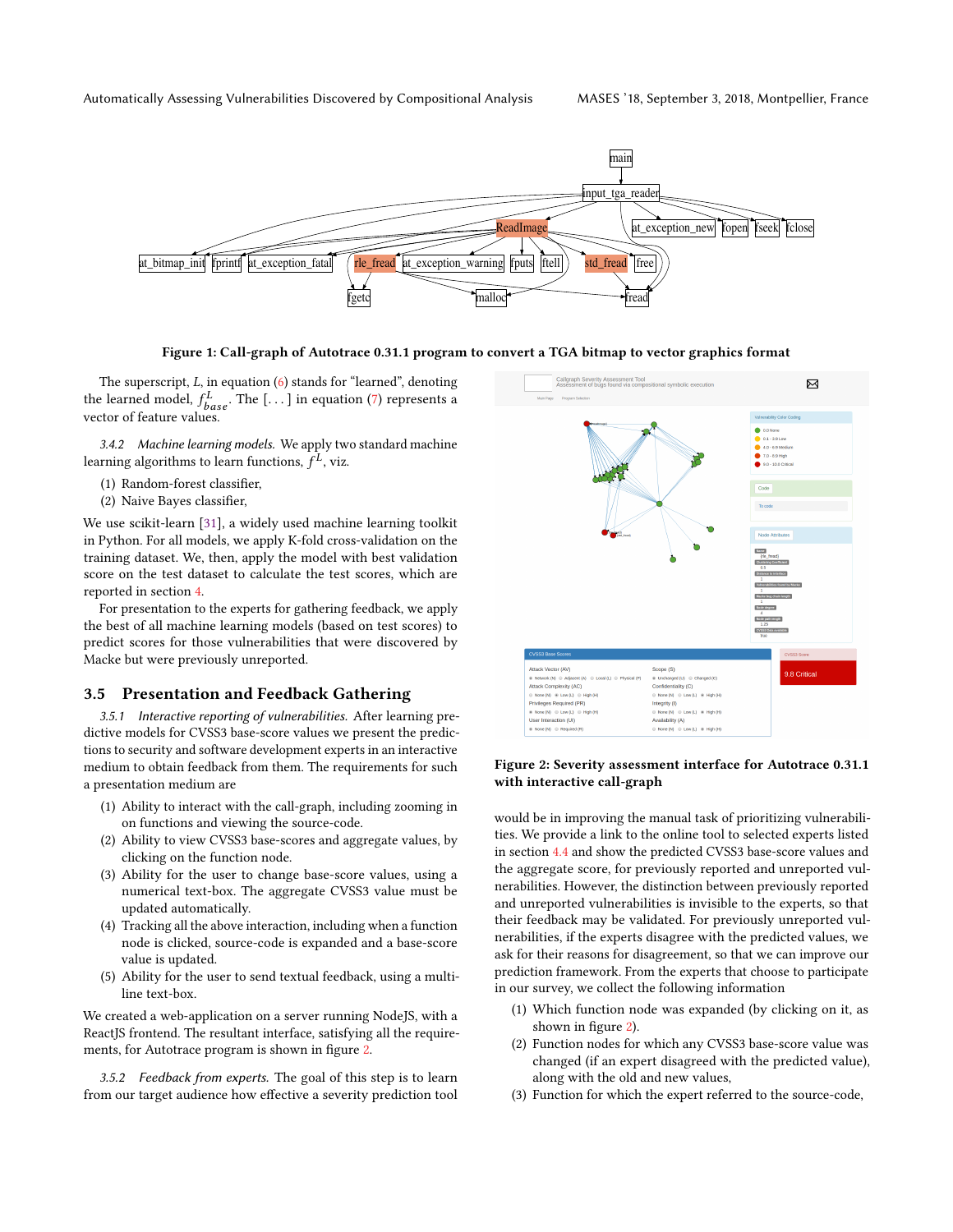Figure 1: Call-graph of Autotrace 0.31.1 program to convert a TGA bitmap to vector graphics format

The superscript, $L$, in equation (6) stands for "learned", denoting the learned model, $f^L_{base}$. The [...] in equation (7) represents a vector of feature values.

*3.4.2 Machine learning models.* We apply two standard machine learning algorithms to learn functions, $f^L$, viz.

(1) Random-forest classifier,
(2) Naive Bayes classifier,

We use scikit-learn [31], a widely used machine learning toolkit in Python. For all models, we apply K-fold cross-validation on the training dataset. We, then, apply the model with best validation score on the test dataset to calculate the test scores, which are reported in section 4.

For presentation to the experts for gathering feedback, we apply the best of all machine learning models (based on test scores) to predict scores for those vulnerabilities that were discovered by Macke but were previously unreported.

## 3.5 Presentation and Feedback Gathering

*3.5.1 Interactive reporting of vulnerabilities.* After learning predictive models for CVSS3 base-score values we present the predictions to security and software development experts in an interactive medium to obtain feedback from them. The requirements for such a presentation medium are

(1) Ability to interact with the call-graph, including zooming in on functions and viewing the source-code.
(2) Ability to view CVSS3 base-scores and aggregate values, by clicking on the function node.
(3) Ability for the user to change base-score values, using a numerical text-box. The aggregate CVSS3 value must be updated automatically.
(4) Tracking all the above interaction, including when a function node is clicked, source-code is expanded and a base-score value is updated.
(5) Ability for the user to send textual feedback, using a multi-line text-box.

We created a web-application on a server running NodeJS, with a ReactJS frontend. The resultant interface, satisfying all the requirements, for Autotrace program is shown in figure 2.

*3.5.2 Feedback from experts.* The goal of this step is to learn from our target audience how effective a severity prediction tool would be in improving the manual task of prioritizing vulnerabilities. We provide a link to the online tool to selected experts listed in section 4.4 and show the predicted CVSS3 base-score values and the aggregate score, for previously reported and unreported vulnerabilities. However, the distinction between previously reported and unreported vulnerabilities is invisible to the experts, so that their feedback may be validated. For previously unreported vulnerabilities, if the experts disagree with the predicted values, we ask for their reasons for disagreement, so that we can improve our prediction framework. From the experts that choose to participate in our survey, we collect the following information

Figure 2: Severity assessment interface for Autotrace 0.31.1 with interactive call-graph

(1) Which function node was expanded (by clicking on it, as shown in figure 2).
(2) Function nodes for which any CVSS3 base-score value was changed (if an expert disagreed with the predicted value), along with the old and new values,
(3) Function for which the expert referred to the source-code,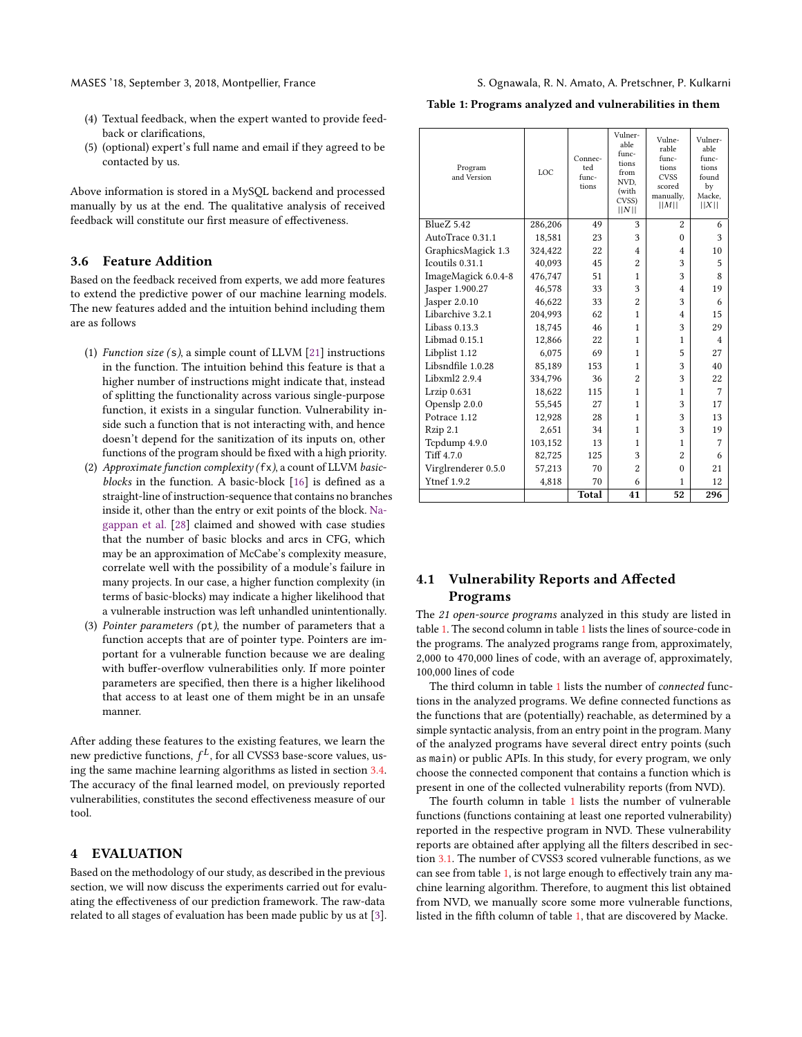(4) Textual feedback, when the expert wanted to provide feedback or clarifications,
(5) (optional) expert's full name and email if they agreed to be contacted by us.

Above information is stored in a MySQL backend and processed manually by us at the end. The qualitative analysis of received feedback will constitute our first measure of effectiveness.

### 3.6 Feature Addition

Based on the feedback received from experts, we add more features to extend the predictive power of our machine learning models. The new features added and the intuition behind including them are as follows

(1) *Function size (*`s`*)*, a simple count of LLVM [21] instructions in the function. The intuition behind this feature is that a higher number of instructions might indicate that, instead of splitting the functionality across various single-purpose function, it exists in a singular function. Vulnerability inside such a function that is not interacting with, and hence doesn't depend for the sanitization of its inputs on, other functions of the program should be fixed with a high priority.
(2) *Approximate function complexity (*`fx`*)*, a count of LLVM *basic-blocks* in the function. A basic-block [16] is defined as a straight-line of instruction-sequence that contains no branches inside it, other than the entry or exit points of the block. Nagappan et al. [28] claimed and showed with case studies that the number of basic blocks and arcs in CFG, which may be an approximation of McCabe's complexity measure, correlate well with the possibility of a module's failure in many projects. In our case, a higher function complexity (in terms of basic-blocks) may indicate a higher likelihood that a vulnerable instruction was left unhandled unintentionally.
(3) *Pointer parameters (*`pt`*)*, the number of parameters that a function accepts that are of pointer type. Pointers are important for a vulnerable function because we are dealing with buffer-overflow vulnerabilities only. If more pointer parameters are specified, then there is a higher likelihood that access to at least one of them might be in an unsafe manner.

After adding these features to the existing features, we learn the new predictive functions, $f^L$, for all CVSS3 base-score values, using the same machine learning algorithms as listed in section 3.4. The accuracy of the final learned model, on previously reported vulnerabilities, constitutes the second effectiveness measure of our tool.

## 4 EVALUATION

Based on the methodology of our study, as described in the previous section, we will now discuss the experiments carried out for evaluating the effectiveness of our prediction framework. The raw-data related to all stages of evaluation has been made public by us at [3].

**Table 1: Programs analyzed and vulnerabilities in them**

| Program and Version | LOC | Connected functions | Vulnerable functions from NVD, (with CVSS) $\|\|N\|\|$ | Vulnerable functions CVSS scored manually, $\|\|M\|\|$ | Vulnerable functions found by Macke, $\|\|X\|\|$ |
|---|---|---|---|---|---|
| BlueZ 5.42 | 286,206 | 49 | 3 | 2 | 6 |
| AutoTrace 0.31.1 | 18,581 | 23 | 3 | 0 | 3 |
| GraphicsMagick 1.3 | 324,422 | 22 | 4 | 4 | 10 |
| Icoutils 0.31.1 | 40,093 | 45 | 2 | 3 | 5 |
| ImageMagick 6.0.4-8 | 476,747 | 51 | 1 | 3 | 8 |
| Jasper 1.900.27 | 46,578 | 33 | 3 | 4 | 19 |
| Jasper 2.0.10 | 46,622 | 33 | 2 | 3 | 6 |
| Libarchive 3.2.1 | 204,993 | 62 | 1 | 4 | 15 |
| Libass 0.13.3 | 18,745 | 46 | 1 | 3 | 29 |
| Libmad 0.15.1 | 12,866 | 22 | 1 | 1 | 4 |
| Libplist 1.12 | 6,075 | 69 | 1 | 5 | 27 |
| Libsndfile 1.0.28 | 85,189 | 153 | 1 | 3 | 40 |
| Libxml2 2.9.4 | 334,796 | 36 | 2 | 3 | 22 |
| Lrzip 0.631 | 18,622 | 115 | 1 | 1 | 7 |
| Openslp 2.0.0 | 55,545 | 27 | 1 | 3 | 17 |
| Potrace 1.12 | 12,928 | 28 | 1 | 3 | 13 |
| Rzip 2.1 | 2,651 | 34 | 1 | 3 | 19 |
| Tcpdump 4.9.0 | 103,152 | 13 | 1 | 1 | 7 |
| Tiff 4.7.0 | 82,725 | 125 | 3 | 2 | 6 |
| Virglrenderer 0.5.0 | 57,213 | 70 | 2 | 0 | 21 |
| Ytnef 1.9.2 | 4,818 | 70 | 6 | 1 | 12 |
| | | **Total** | **41** | **52** | **296** |

### 4.1 Vulnerability Reports and Affected Programs

The *21 open-source programs* analyzed in this study are listed in table 1. The second column in table 1 lists the lines of source-code in the programs. The analyzed programs range from, approximately, 2,000 to 470,000 lines of code, with an average of, approximately, 100,000 lines of code

The third column in table 1 lists the number of *connected* functions in the analyzed programs. We define connected functions as the functions that are (potentially) reachable, as determined by a simple syntactic analysis, from an entry point in the program. Many of the analyzed programs have several direct entry points (such as `main`) or public APIs. In this study, for every program, we only choose the connected component that contains a function which is present in one of the collected vulnerability reports (from NVD).

The fourth column in table 1 lists the number of vulnerable functions (functions containing at least one reported vulnerability) reported in the respective program in NVD. These vulnerability reports are obtained after applying all the filters described in section 3.1. The number of CVSS3 scored vulnerable functions, as we can see from table 1, is not large enough to effectively train any machine learning algorithm. Therefore, to augment this list obtained from NVD, we manually score some more vulnerable functions, listed in the fifth column of table 1, that are discovered by Macke.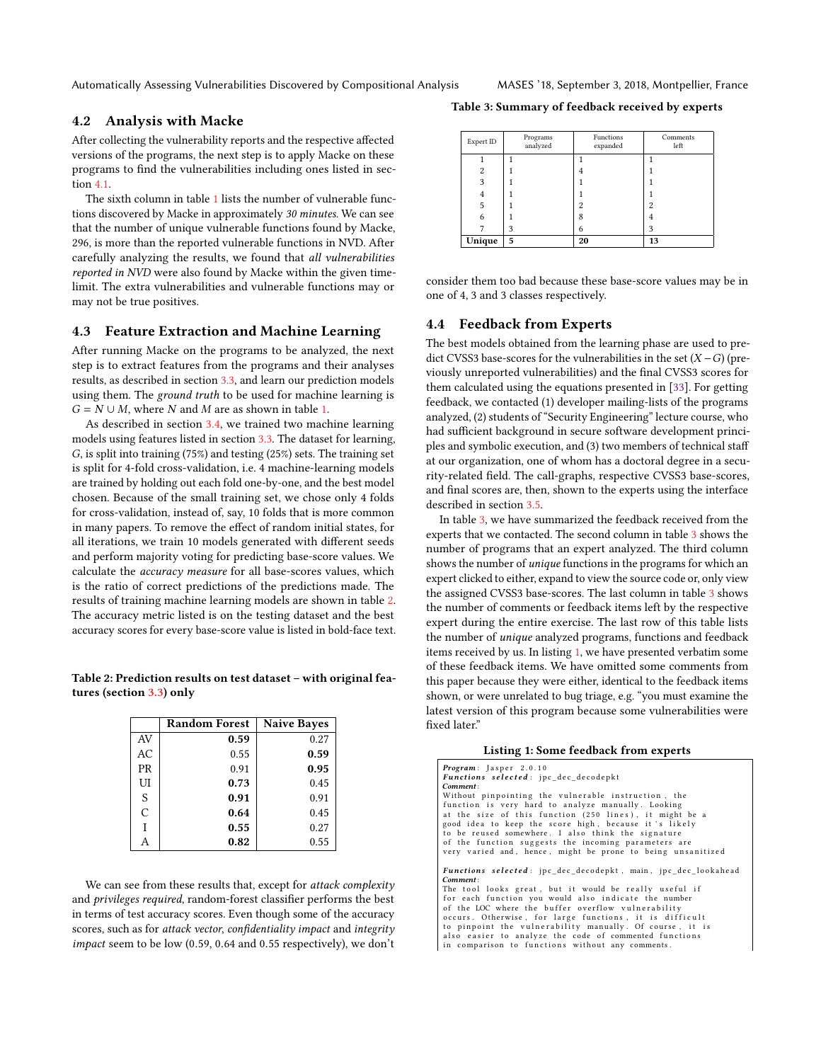## 4.2 Analysis with Macke

After collecting the vulnerability reports and the respective affected versions of the programs, the next step is to apply Macke on these programs to find the vulnerabilities including ones listed in section 4.1.

The sixth column in table 1 lists the number of vulnerable functions discovered by Macke in approximately *30 minutes*. We can see that the number of unique vulnerable functions found by Macke, 296, is more than the reported vulnerable functions in NVD. After carefully analyzing the results, we found that *all vulnerabilities reported in NVD* were also found by Macke within the given time-limit. The extra vulnerabilities and vulnerable functions may or may not be true positives.

## 4.3 Feature Extraction and Machine Learning

After running Macke on the programs to be analyzed, the next step is to extract features from the programs and their analyses results, as described in section 3.3, and learn our prediction models using them. The *ground truth* to be used for machine learning is $G = N \cup M$, where $N$ and $M$ are as shown in table 1.

As described in section 3.4, we trained two machine learning models using features listed in section 3.3. The dataset for learning, $G$, is split into training (75%) and testing (25%) sets. The training set is split for 4-fold cross-validation, i.e. 4 machine-learning models are trained by holding out each fold one-by-one, and the best model chosen. Because of the small training set, we chose only 4 folds for cross-validation, instead of, say, 10 folds that is more common in many papers. To remove the effect of random initial states, for all iterations, we train 10 models generated with different seeds and perform majority voting for predicting base-score values. We calculate the *accuracy measure* for all base-scores values, which is the ratio of correct predictions of the predictions made. The results of training machine learning models are shown in table 2. The accuracy metric listed is on the testing dataset and the best accuracy scores for every base-score value is listed in bold-face text.

**Table 2: Prediction results on test dataset – with original features (section 3.3) only**

| | Random Forest | Naive Bayes |
|---|---|---|
| AV | **0.59** | 0.27 |
| AC | 0.55 | **0.59** |
| PR | 0.91 | **0.95** |
| UI | **0.73** | 0.45 |
| S | **0.91** | 0.91 |
| C | **0.64** | 0.45 |
| I | **0.55** | 0.27 |
| A | **0.82** | 0.55 |

We can see from these results that, except for *attack complexity* and *privileges required*, random-forest classifier performs the best in terms of test accuracy scores. Even though some of the accuracy scores, such as for *attack vector*, *confidentiality impact* and *integrity impact* seem to be low (0.59, 0.64 and 0.55 respectively), we don't consider them too bad because these base-score values may be in one of 4, 3 and 3 classes respectively.

**Table 3: Summary of feedback received by experts**

| Expert ID | Programs analyzed | Functions expanded | Comments left |
|---|---|---|---|
| 1 | 1 | 1 | 1 |
| 2 | 1 | 4 | 1 |
| 3 | 1 | 1 | 1 |
| 4 | 1 | 1 | 1 |
| 5 | 1 | 2 | 2 |
| 6 | 1 | 8 | 4 |
| 7 | 3 | 6 | 3 |
| **Unique** | **5** | **20** | **13** |

## 4.4 Feedback from Experts

The best models obtained from the learning phase are used to predict CVSS3 base-scores for the vulnerabilities in the set $(X - G)$ (previously unreported vulnerabilities) and the final CVSS3 scores for them calculated using the equations presented in [33]. For getting feedback, we contacted (1) developer mailing-lists of the programs analyzed, (2) students of "Security Engineering" lecture course, who had sufficient background in secure software development principles and symbolic execution, and (3) two members of technical staff at our organization, one of whom has a doctoral degree in a security-related field. The call-graphs, respective CVSS3 base-scores, and final scores are, then, shown to the experts using the interface described in section 3.5.

In table 3, we have summarized the feedback received from the experts that we contacted. The second column in table 3 shows the number of programs that an expert analyzed. The third column shows the number of *unique* functions in the programs for which an expert clicked to either, expand to view the source code or, only view the assigned CVSS3 base-scores. The last column in table 3 shows the number of comments or feedback items left by the respective expert during the entire exercise. The last row of this table lists the number of *unique* analyzed programs, functions and feedback items received by us. In listing 1, we have presented verbatim some of these feedback items. We have omitted some comments from this paper because they were either, identical to the feedback items shown, or were unrelated to bug triage, e.g. "you must examine the latest version of this program because some vulnerabilities were fixed later."

**Listing 1: Some feedback from experts**

```
Program: Jasper 2.0.10
Functions selected: jpc_dec_decodepkt
Comment:
Without pinpointing the vulnerable instruction, the
function is very hard to analyze manually. Looking
at the size of this function (250 lines), it might be a
good idea to keep the score high, because it's likely
to be reused somewhere. I also think the signature
of the function suggests the incoming parameters are
very varied and, hence, might be prone to being unsanitized

Functions selected: jpc_dec_decodepkt, main, jpc_dec_lookahead
Comment:
The tool looks great, but it would be really useful if
for each function you would also indicate the number
of the LOC where the buffer overflow vulnerability
occurs. Otherwise, for large functions, it is difficult
to pinpoint the vulnerability manually. Of course, it is
also easier to analyze the code of commented functions
in comparison to functions without any comments.
```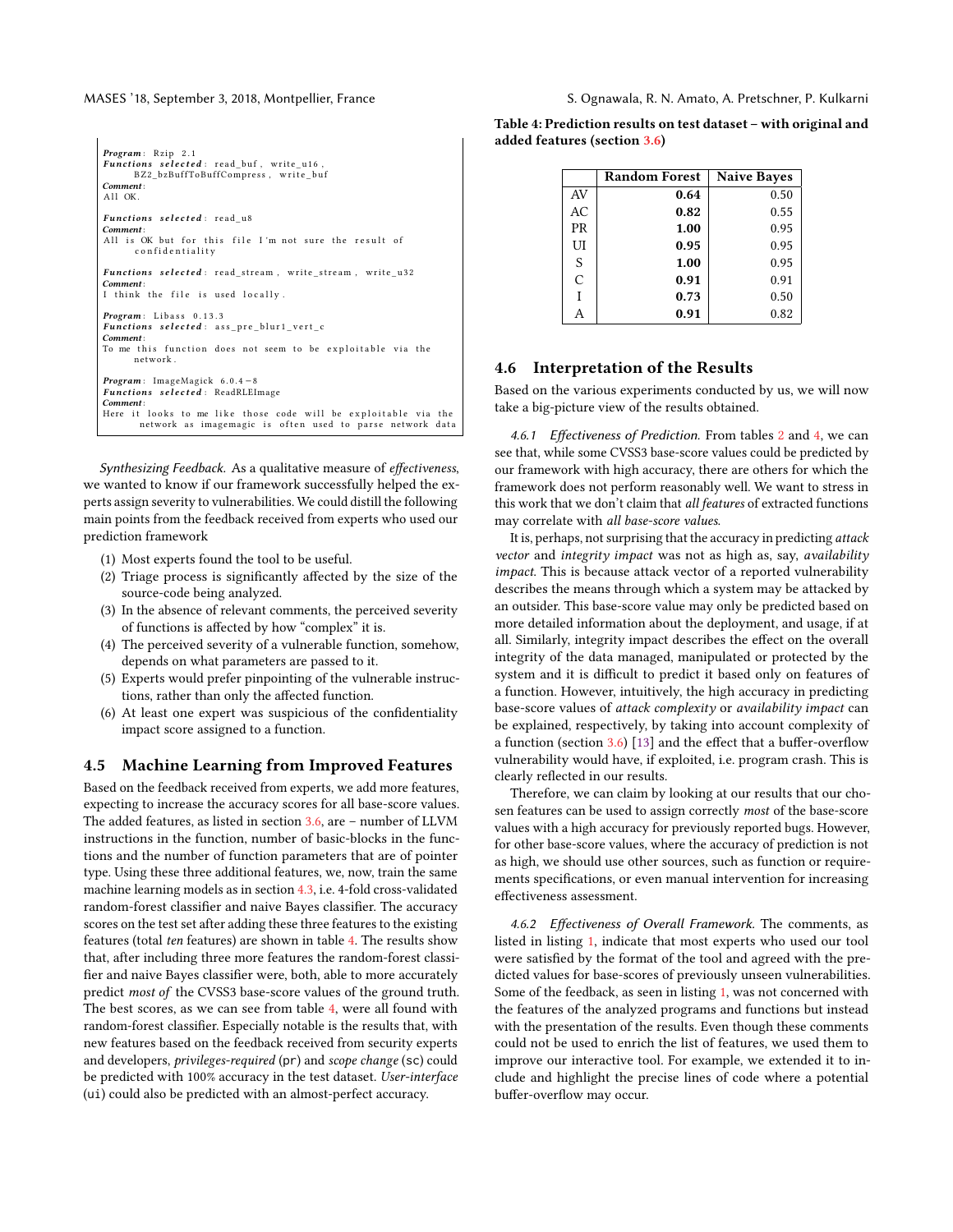```
Program: Rzip 2.1
Functions selected: read_buf, write_u16,
    BZ2_bzBuffToBuffCompress, write_buf
Comment:
All OK.

Functions selected: read_u8
Comment:
All is OK but for this file I'm not sure the result of
    confidentiality

Functions selected: read_stream, write_stream, write_u32
Comment:
I think the file is used locally.

Program: Libass 0.13.3
Functions selected: ass_pre_blur1_vert_c
Comment:
To me this function does not seem to be exploitable via the
    network.

Program: ImageMagick 6.0.4-8
Functions selected: ReadRLEImage
Comment:
Here it looks to me like those code will be exploitable via the
    network as imagemagic is often used to parse network data
```

*Synthesizing Feedback.* As a qualitative measure of *effectiveness*, we wanted to know if our framework successfully helped the experts assign severity to vulnerabilities. We could distill the following main points from the feedback received from experts who used our prediction framework

(1) Most experts found the tool to be useful.
(2) Triage process is significantly affected by the size of the source-code being analyzed.
(3) In the absence of relevant comments, the perceived severity of functions is affected by how "complex" it is.
(4) The perceived severity of a vulnerable function, somehow, depends on what parameters are passed to it.
(5) Experts would prefer pinpointing of the vulnerable instructions, rather than only the affected function.
(6) At least one expert was suspicious of the confidentiality impact score assigned to a function.

## 4.5 Machine Learning from Improved Features

Based on the feedback received from experts, we add more features, expecting to increase the accuracy scores for all base-score values. The added features, as listed in section 3.6, are – number of LLVM instructions in the function, number of basic-blocks in the functions and the number of function parameters that are of pointer type. Using these three additional features, we, now, train the same machine learning models as in section 4.3, i.e. 4-fold cross-validated random-forest classifier and naive Bayes classifier. The accuracy scores on the test set after adding these three features to the existing features (total *ten* features) are shown in table 4. The results show that, after including three more features the random-forest classifier and naive Bayes classifier were, both, able to more accurately predict *most of* the CVSS3 base-score values of the ground truth. The best scores, as we can see from table 4, were all found with random-forest classifier. Especially notable is the results that, with new features based on the feedback received from security experts and developers, *privileges-required* (pr) and *scope change* (sc) could be predicted with 100% accuracy in the test dataset. *User-interface* (ui) could also be predicted with an almost-perfect accuracy.

**Table 4: Prediction results on test dataset – with original and added features (section 3.6)**

| | Random Forest | Naive Bayes |
|---|---|---|
| AV | **0.64** | 0.50 |
| AC | **0.82** | 0.55 |
| PR | **1.00** | 0.95 |
| UI | **0.95** | 0.95 |
| S | **1.00** | 0.95 |
| C | **0.91** | 0.91 |
| I | **0.73** | 0.50 |
| A | **0.91** | 0.82 |

## 4.6 Interpretation of the Results

Based on the various experiments conducted by us, we will now take a big-picture view of the results obtained.

*4.6.1 Effectiveness of Prediction.* From tables 2 and 4, we can see that, while some CVSS3 base-score values could be predicted by our framework with high accuracy, there are others for which the framework does not perform reasonably well. We want to stress in this work that we don't claim that *all features* of extracted functions may correlate with *all base-score values*.

It is, perhaps, not surprising that the accuracy in predicting *attack vector* and *integrity impact* was not as high as, say, *availability impact*. This is because attack vector of a reported vulnerability describes the means through which a system may be attacked by an outsider. This base-score value may only be predicted based on more detailed information about the deployment, and usage, if at all. Similarly, integrity impact describes the effect on the overall integrity of the data managed, manipulated or protected by the system and it is difficult to predict it based only on features of a function. However, intuitively, the high accuracy in predicting base-score values of *attack complexity* or *availability impact* can be explained, respectively, by taking into account complexity of a function (section 3.6) [13] and the effect that a buffer-overflow vulnerability would have, if exploited, i.e. program crash. This is clearly reflected in our results.

Therefore, we can claim by looking at our results that our chosen features can be used to assign correctly *most* of the base-score values with a high accuracy for previously reported bugs. However, for other base-score values, where the accuracy of prediction is not as high, we should use other sources, such as function or requirements specifications, or even manual intervention for increasing effectiveness assessment.

*4.6.2 Effectiveness of Overall Framework.* The comments, as listed in listing 1, indicate that most experts who used our tool were satisfied by the format of the tool and agreed with the predicted values for base-scores of previously unseen vulnerabilities. Some of the feedback, as seen in listing 1, was not concerned with the features of the analyzed programs and functions but instead with the presentation of the results. Even though these comments could not be used to enrich the list of features, we used them to improve our interactive tool. For example, we extended it to include and highlight the precise lines of code where a potential buffer-overflow may occur.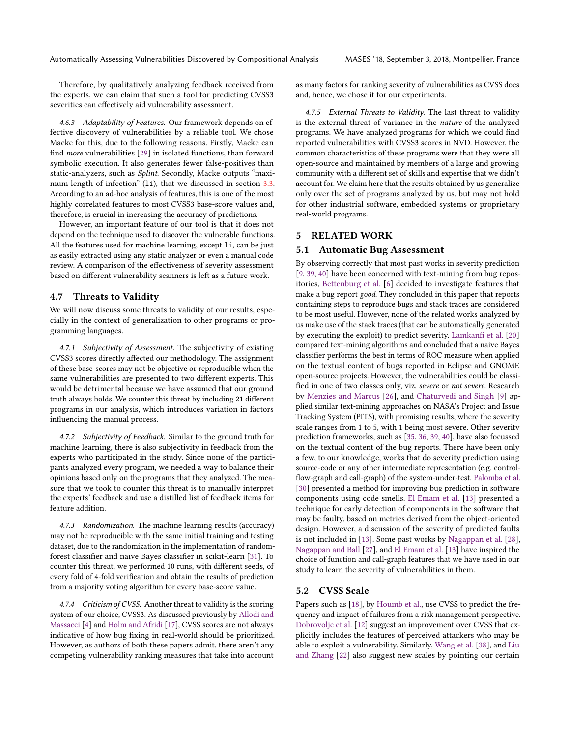Therefore, by qualitatively analyzing feedback received from the experts, we can claim that such a tool for predicting CVSS3 severities can effectively aid vulnerability assessment.

*4.6.3 Adaptability of Features.* Our framework depends on effective discovery of vulnerabilities by a reliable tool. We chose Macke for this, due to the following reasons. Firstly, Macke can find *more* vulnerabilities [29] in isolated functions, than forward symbolic execution. It also generates fewer false-positives than static-analyzers, such as *Splint*. Secondly, Macke outputs "maximum length of infection" (`li`), that we discussed in section 3.3. According to an ad-hoc analysis of features, this is one of the most highly correlated features to most CVSS3 base-score values and, therefore, is crucial in increasing the accuracy of predictions.

However, an important feature of our tool is that it does not depend on the technique used to discover the vulnerable functions. All the features used for machine learning, except `li`, can be just as easily extracted using any static analyzer or even a manual code review. A comparison of the effectiveness of severity assessment based on different vulnerability scanners is left as a future work.

### 4.7 Threats to Validity

We will now discuss some threats to validity of our results, especially in the context of generalization to other programs or programming languages.

*4.7.1 Subjectivity of Assessment.* The subjectivity of existing CVSS3 scores directly affected our methodology. The assignment of these base-scores may not be objective or reproducible when the same vulnerabilities are presented to two different experts. This would be detrimental because we have assumed that our ground truth always holds. We counter this threat by including 21 different programs in our analysis, which introduces variation in factors influencing the manual process.

*4.7.2 Subjectivity of Feedback.* Similar to the ground truth for machine learning, there is also subjectivity in feedback from the experts who participated in the study. Since none of the participants analyzed every program, we needed a way to balance their opinions based only on the programs that they analyzed. The measure that we took to counter this threat is to manually interpret the experts' feedback and use a distilled list of feedback items for feature addition.

*4.7.3 Randomization.* The machine learning results (accuracy) may not be reproducible with the same initial training and testing dataset, due to the randomization in the implementation of random-forest classifier and naive Bayes classifier in scikit-learn [31]. To counter this threat, we performed 10 runs, with different seeds, of every fold of 4-fold verification and obtain the results of prediction from a majority voting algorithm for every base-score value.

*4.7.4 Criticism of CVSS.* Another threat to validity is the scoring system of our choice, CVSS3. As discussed previously by Allodi and Massacci [4] and Holm and Afridi [17], CVSS scores are not always indicative of how bug fixing in real-world should be prioritized. However, as authors of both these papers admit, there aren't any competing vulnerability ranking measures that take into account as many factors for ranking severity of vulnerabilities as CVSS does and, hence, we chose it for our experiments.

*4.7.5 External Threats to Validity.* The last threat to validity is the external threat of variance in the *nature* of the analyzed programs. We have analyzed programs for which we could find reported vulnerabilities with CVSS3 scores in NVD. However, the common characteristics of these programs were that they were all open-source and maintained by members of a large and growing community with a different set of skills and expertise that we didn't account for. We claim here that the results obtained by us generalize only over the set of programs analyzed by us, but may not hold for other industrial software, embedded systems or proprietary real-world programs.

## 5 RELATED WORK

### 5.1 Automatic Bug Assessment

By observing correctly that most past works in severity prediction [9, 39, 40] have been concerned with text-mining from bug repositories, Bettenburg et al. [6] decided to investigate features that make a bug report *good*. They concluded in this paper that reports containing steps to reproduce bugs and stack traces are considered to be most useful. However, none of the related works analyzed by us make use of the stack traces (that can be automatically generated by executing the exploit) to predict severity. Lamkanfi et al. [20] compared text-mining algorithms and concluded that a naive Bayes classifier performs the best in terms of ROC measure when applied on the textual content of bugs reported in Eclipse and GNOME open-source projects. However, the vulnerabilities could be classified in one of two classes only, viz. *severe* or *not severe*. Research by Menzies and Marcus [26], and Chaturvedi and Singh [9] applied similar text-mining approaches on NASA's Project and Issue Tracking System (PITS), with promising results, where the severity scale ranges from 1 to 5, with 1 being most severe. Other severity prediction frameworks, such as [35, 36, 39, 40], have also focussed on the textual content of the bug reports. There have been only a few, to our knowledge, works that do severity prediction using source-code or any other intermediate representation (e.g. control-flow-graph and call-graph) of the system-under-test. Palomba et al. [30] presented a method for improving bug prediction in software components using code smells. El Emam et al. [13] presented a technique for early detection of components in the software that may be faulty, based on metrics derived from the object-oriented design. However, a discussion of the severity of predicted faults is not included in [13]. Some past works by Nagappan et al. [28], Nagappan and Ball [27], and El Emam et al. [13] have inspired the choice of function and call-graph features that we have used in our study to learn the severity of vulnerabilities in them.

### 5.2 CVSS Scale

Papers such as [18], by Houmb et al., use CVSS to predict the frequency and impact of failures from a risk management perspective. Dobrovoljc et al. [12] suggest an improvement over CVSS that explicitly includes the features of perceived attackers who may be able to exploit a vulnerability. Similarly, Wang et al. [38], and Liu and Zhang [22] also suggest new scales by pointing our certain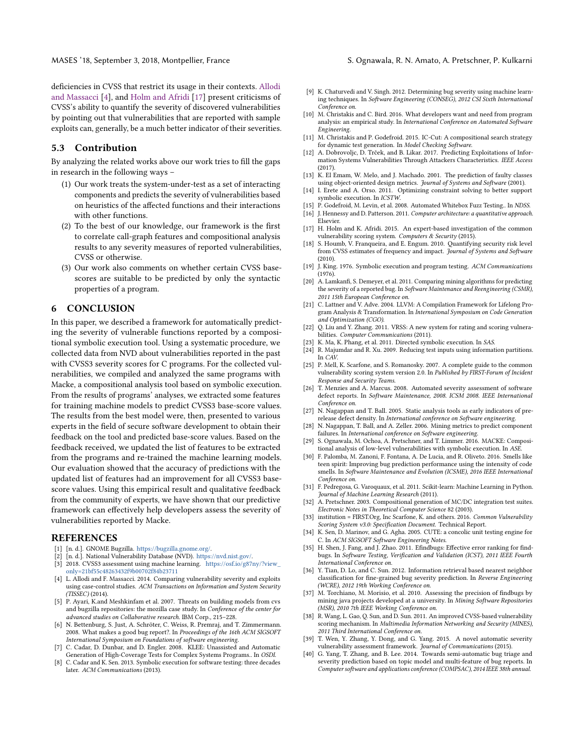deficiencies in CVSS that restrict its usage in their contexts. Allodi and Massacci [4], and Holm and Afridi [17] present criticisms of CVSS's ability to quantify the severity of discovered vulnerabilities by pointing out that vulnerabilities that are reported with sample exploits can, generally, be a much better indicator of their severities.

### 5.3 Contribution

By analyzing the related works above our work tries to fill the gaps in research in the following ways –

1. Our work treats the system-under-test as a set of interacting components and predicts the severity of vulnerabilities based on heuristics of the affected functions and their interactions with other functions.
2. To the best of our knowledge, our framework is the first to correlate call-graph features and compositional analysis results to any severity measures of reported vulnerabilities, CVSS or otherwise.
3. Our work also comments on whether certain CVSS base-scores are suitable to be predicted by only the syntactic properties of a program.

## 6 CONCLUSION

In this paper, we described a framework for automatically predicting the severity of vulnerable functions reported by a compositional symbolic execution tool. Using a systematic procedure, we collected data from NVD about vulnerabilities reported in the past with CVSS3 severity scores for C programs. For the collected vulnerabilities, we compiled and analyzed the same programs with Macke, a compositional analysis tool based on symbolic execution. From the results of programs' analyses, we extracted some features for training machine models to predict CVSS3 base-score values. The results from the best model were, then, presented to various experts in the field of secure software development to obtain their feedback on the tool and predicted base-score values. Based on the feedback received, we updated the list of features to be extracted from the programs and re-trained the machine learning models. Our evaluation showed that the accuracy of predictions with the updated list of features had an improvement for all CVSS3 base-score values. Using this empirical result and qualitative feedback from the community of experts, we have shown that our predictive framework can effectively help developers assess the severity of vulnerabilities reported by Macke.

## REFERENCES

[1] [n. d.]. GNOME Bugzilla. https://bugzilla.gnome.org/.
[2] [n. d.]. National Vulnerability Database (NVD). https://nvd.nist.gov/.
[3] 2018. CVSS3 assessment using machine learning. https://osf.io/g87ny/?view_only=21bf55c48263432f9b00702f84b23711
[4] L. Allodi and F. Massacci. 2014. Comparing vulnerability severity and exploits using case-control studies. *ACM Transactions on Information and System Security (TISSEC)* (2014).
[5] P. Ayari, K.and Meshkinfam et al. 2007. Threats on building models from cvs and bugzilla repositories: the mozilla case study. In *Conference of the center for advanced studies on Collaborative research*. IBM Corp., 215–228.
[6] N. Bettenburg, S. Just, A. Schröter, C. Weiss, R. Premraj, and T. Zimmermann. 2008. What makes a good bug report?. In *Proceedings of the 16th ACM SIGSOFT International Symposium on Foundations of software engineering*.
[7] C. Cadar, D. Dunbar, and D. Engler. 2008. KLEE: Unassisted and Automatic Generation of High-Coverage Tests for Complex Systems Programs.. In *OSDI*.
[8] C. Cadar and K. Sen. 2013. Symbolic execution for software testing: three decades later. *ACM Communications* (2013).
[9] K. Chaturvedi and V. Singh. 2012. Determining bug severity using machine learning techniques. In *Software Engineering (CONSEG), 2012 CSI Sixth International Conference on*.
[10] M. Christakis and C. Bird. 2016. What developers want and need from program analysis: an empirical study. In *International Conference on Automated Software Engineering*.
[11] M. Christakis and P. Godefroid. 2015. IC-Cut: A compositional search strategy for dynamic test generation. In *Model Checking Software*.
[12] A. Dobrovoljc, D. Trček, and B. Likar. 2017. Predicting Exploitations of Information Systems Vulnerabilities Through Attackers Characteristics. *IEEE Access* (2017).
[13] K. El Emam, W. Melo, and J. Machado. 2001. The prediction of faulty classes using object-oriented design metrics. *Journal of Systems and Software* (2001).
[14] I. Erete and A. Orso. 2011. Optimizing constraint solving to better support symbolic execution. In *ICSTW*.
[15] P. Godefroid, M. Levin, et al. 2008. Automated Whitebox Fuzz Testing.. In *NDSS*.
[16] J. Hennessy and D. Patterson. 2011. *Computer architecture: a quantitative approach*. Elsevier.
[17] H. Holm and K. Afridi. 2015. An expert-based investigation of the common vulnerability scoring system. *Computers & Security* (2015).
[18] S. Houmb, V. Franqueira, and E. Engum. 2010. Quantifying security risk level from CVSS estimates of frequency and impact. *Journal of Systems and Software* (2010).
[19] J. King. 1976. Symbolic execution and program testing. *ACM Communications* (1976).
[20] A. Lamkanfi, S. Demeyer, et al. 2011. Comparing mining algorithms for predicting the severity of a reported bug. In *Software Maintenance and Reengineering (CSMR), 2011 15th European Conference on*.
[21] C. Lattner and V. Adve. 2004. LLVM: A Compilation Framework for Lifelong Program Analysis & Transformation. In *International Symposium on Code Generation and Optimization (CGO)*.
[22] Q. Liu and Y. Zhang. 2011. VRSS: A new system for rating and scoring vulnerabilities. *Computer Communications* (2011).
[23] K. Ma, K. Phang, et al. 2011. Directed symbolic execution. In *SAS*.
[24] R. Majumdar and R. Xu. 2009. Reducing test inputs using information partitions. In *CAV*.
[25] P. Mell, K. Scarfone, and S. Romanosky. 2007. A complete guide to the common vulnerability scoring system version 2.0. In *Published by FIRST-Forum of Incident Response and Security Teams*.
[26] T. Menzies and A. Marcus. 2008. Automated severity assessment of software defect reports. In *Software Maintenance, 2008. ICSM 2008. IEEE International Conference on*.
[27] N. Nagappan and T. Ball. 2005. Static analysis tools as early indicators of pre-release defect density. In *International conference on Software engineering*.
[28] N. Nagappan, T. Ball, and A. Zeller. 2006. Mining metrics to predict component failures. In *International conference on Software engineering*.
[29] S. Ognawala, M. Ochoa, A. Pretschner, and T. Limmer. 2016. MACKE: Compositional analysis of low-level vulnerabilities with symbolic execution. In *ASE*.
[30] F. Palomba, M. Zanoni, F. Fontana, A. De Lucia, and R. Oliveto. 2016. Smells like teen spirit: Improving bug prediction performance using the intensity of code smells. In *Software Maintenance and Evolution (ICSME), 2016 IEEE International Conference on*.
[31] F. Pedregosa, G. Varoquaux, et al. 2011. Scikit-learn: Machine Learning in Python. *Journal of Machine Learning Research* (2011).
[32] A. Pretschner. 2003. Compositional generation of MC/DC integration test suites. *Electronic Notes in Theoretical Computer Science* 82 (2003).
[33] institution = FIRST.Org, Inc Scarfone, K. and others. 2016. *Common Vulnerability Scoring System v3.0: Specification Document.* Technical Report.
[34] K. Sen, D. Marinov, and G. Agha. 2005. CUTE: a concolic unit testing engine for C. In *ACM SIGSOFT Software Engineering Notes*.
[35] H. Shen, J. Fang, and J. Zhao. 2011. Efindbugs: Effective error ranking for findbugs. In *Software Testing, Verification and Validation (ICST), 2011 IEEE Fourth International Conference on*.
[36] Y. Tian, D. Lo, and C. Sun. 2012. Information retrieval based nearest neighbor classification for fine-grained bug severity prediction. In *Reverse Engineering (WCRE), 2012 19th Working Conference on*.
[37] M. Torchiano, M. Morisio, et al. 2010. Assessing the precision of findbugs by mining java projects developed at a university. In *Mining Software Repositories (MSR), 2010 7th IEEE Working Conference on*.
[38] R. Wang, L. Gao, Q. Sun, and D. Sun. 2011. An improved CVSS-based vulnerability scoring mechanism. In *Multimedia Information Networking and Security (MINES), 2011 Third International Conference on*.
[39] T. Wen, Y. Zhang, Y. Dong, and G. Yang. 2015. A novel automatic severity vulnerability assessment framework. *Journal of Communications* (2015).
[40] G. Yang, T. Zhang, and B. Lee. 2014. Towards semi-automatic bug triage and severity prediction based on topic model and multi-feature of bug reports. In *Computer software and applications conference (COMPSAC), 2014 IEEE 38th annual*.